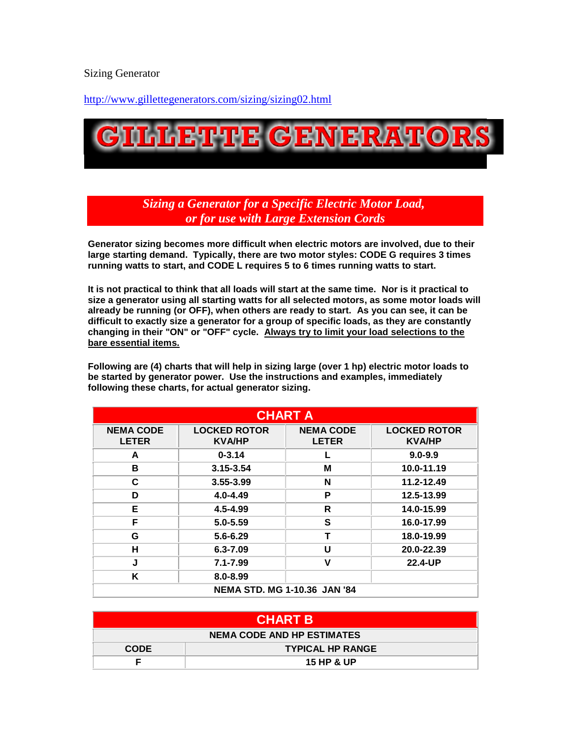Sizing Generator

http://www.gillettegenerators.com/sizing/sizing02.html

# GILLETTE GENERATORS

## *Sizing a Generator for a Specific Electric Motor Load, or for use with Large Extension Cords*

**Generator sizing becomes more difficult when electric motors are involved, due to their large starting demand. Typically, there are two motor styles: CODE G requires 3 times running watts to start, and CODE L requires 5 to 6 times running watts to start.**

**It is not practical to think that all loads will start at the same time. Nor is it practical to size a generator using all starting watts for all selected motors, as some motor loads will already be running (or OFF), when others are ready to start. As you can see, it can be difficult to exactly size a generator for a group of specific loads, as they are constantly changing in their "ON" or "OFF" cycle. <u>Always try to limit your load selections to the bare essential items.</u>**

**Following are (4) charts that will help in sizing large (over 1 hp) electric motor loads to be started by generator power. Use the instructions and examples, immediately following these charts, for actual generator sizing.**

| CHART A | | | |
|---|---|---|---|
| NEMA CODE LETER | LOCKED ROTOR KVA/HP | NEMA CODE LETER | LOCKED ROTOR KVA/HP |
| A | 0-3.14 | L | 9.0-9.9 |
| B | 3.15-3.54 | M | 10.0-11.19 |
| C | 3.55-3.99 | N | 11.2-12.49 |
| D | 4.0-4.49 | P | 12.5-13.99 |
| E | 4.5-4.99 | R | 14.0-15.99 |
| F | 5.0-5.59 | S | 16.0-17.99 |
| G | 5.6-6.29 | T | 18.0-19.99 |
| H | 6.3-7.09 | U | 20.0-22.39 |
| J | 7.1-7.99 | V | 22.4-UP |
| K | 8.0-8.99 | | |
| NEMA STD. MG 1-10.36 JAN '84 | | | |

| CHART B | |
|---|---|
| NEMA CODE AND HP ESTIMATES | |
| CODE | TYPICAL HP RANGE |
| F | 15 HP & UP |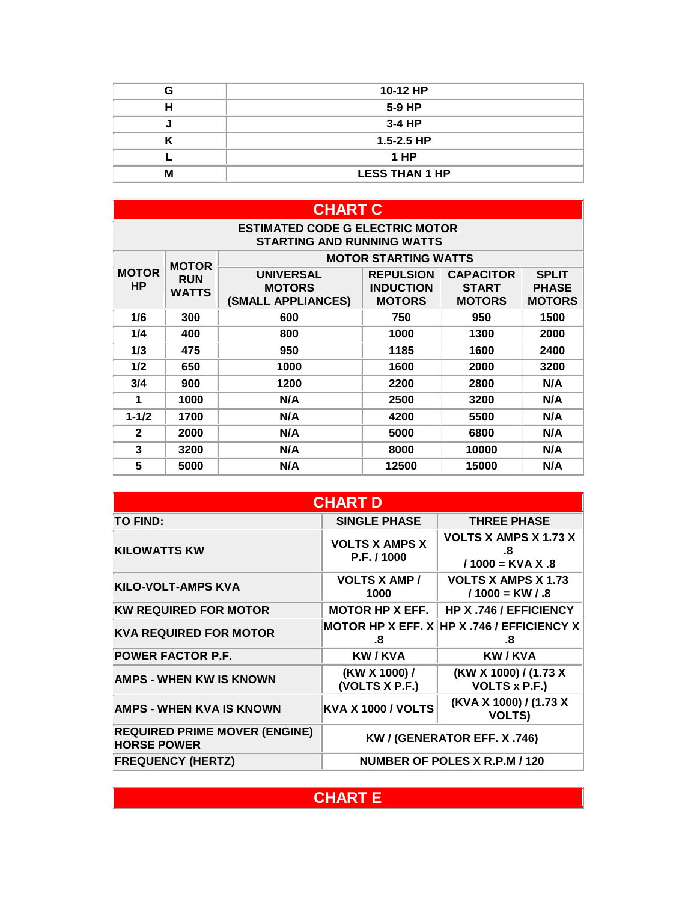| G | 10-12 HP |
|---|---|
| H | 5-9 HP |
| J | 3-4 HP |
| K | 1.5-2.5 HP |
| L | 1 HP |
| M | LESS THAN 1 HP |

## CHART C

**ESTIMATED CODE G ELECTRIC MOTOR STARTING AND RUNNING WATTS**

| MOTOR HP | MOTOR RUN WATTS | MOTOR STARTING WATTS | | | |
|---|---|---|---|---|---|
| | | UNIVERSAL MOTORS (SMALL APPLIANCES) | REPULSION INDUCTION MOTORS | CAPACITOR START MOTORS | SPLIT PHASE MOTORS |
| 1/6 | 300 | 600 | 750 | 950 | 1500 |
| 1/4 | 400 | 800 | 1000 | 1300 | 2000 |
| 1/3 | 475 | 950 | 1185 | 1600 | 2400 |
| 1/2 | 650 | 1000 | 1600 | 2000 | 3200 |
| 3/4 | 900 | 1200 | 2200 | 2800 | N/A |
| 1 | 1000 | N/A | 2500 | 3200 | N/A |
| 1-1/2 | 1700 | N/A | 4200 | 5500 | N/A |
| 2 | 2000 | N/A | 5000 | 6800 | N/A |
| 3 | 3200 | N/A | 8000 | 10000 | N/A |
| 5 | 5000 | N/A | 12500 | 15000 | N/A |

## CHART D

| TO FIND: | SINGLE PHASE | THREE PHASE |
|---|---|---|
| KILOWATTS KW | VOLTS X AMPS X P.F. / 1000 | VOLTS X AMPS X 1.73 X .8 / 1000 = KVA X .8 |
| KILO-VOLT-AMPS KVA | VOLTS X AMP / 1000 | VOLTS X AMPS X 1.73 / 1000 = KW / .8 |
| KW REQUIRED FOR MOTOR | MOTOR HP X EFF. | HP X .746 / EFFICIENCY |
| KVA REQUIRED FOR MOTOR | MOTOR HP X EFF. X .8 | HP X .746 / EFFICIENCY X .8 |
| POWER FACTOR P.F. | KW / KVA | KW / KVA |
| AMPS - WHEN KW IS KNOWN | (KW X 1000) / (VOLTS X P.F.) | (KW X 1000) / (1.73 X VOLTS x P.F.) |
| AMPS - WHEN KVA IS KNOWN | KVA X 1000 / VOLTS | (KVA X 1000) / (1.73 X VOLTS) |
| REQUIRED PRIME MOVER (ENGINE) HORSE POWER | KW / (GENERATOR EFF. X .746) | |
| FREQUENCY (HERTZ) | NUMBER OF POLES X R.P.M / 120 | |

## CHART E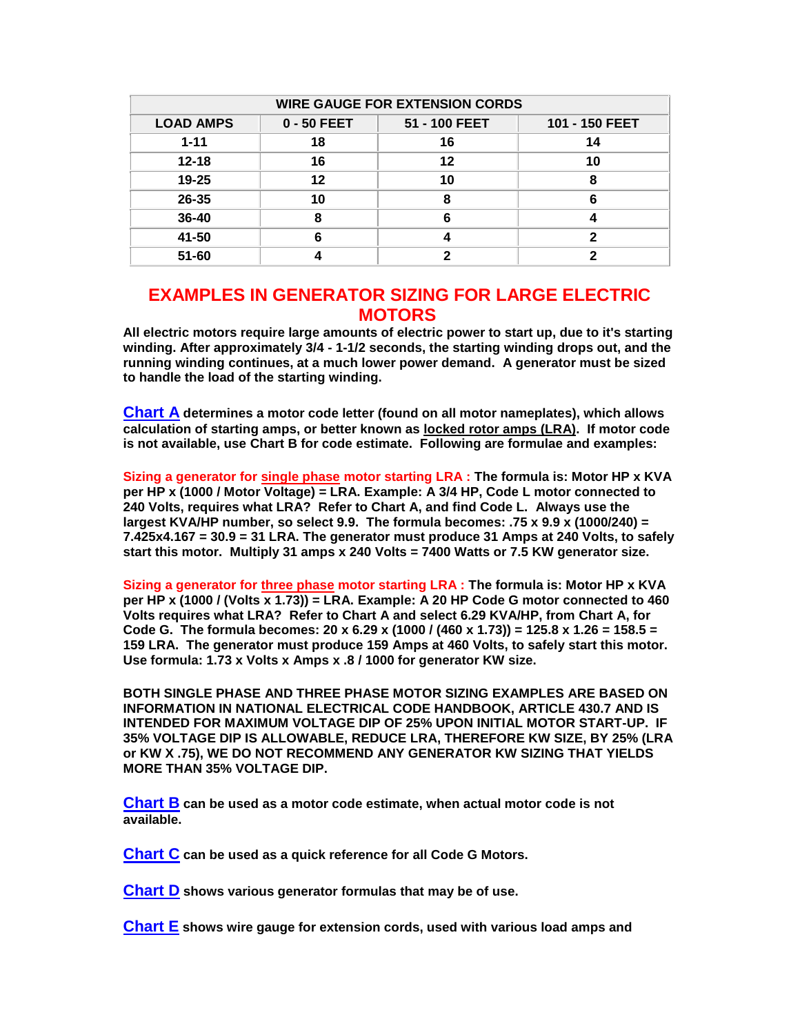| WIRE GAUGE FOR EXTENSION CORDS | | | |
|---|---|---|---|
| **LOAD AMPS** | **0 - 50 FEET** | **51 - 100 FEET** | **101 - 150 FEET** |
| 1-11 | 18 | 16 | 14 |
| 12-18 | 16 | 12 | 10 |
| 19-25 | 12 | 10 | 8 |
| 26-35 | 10 | 8 | 6 |
| 36-40 | 8 | 6 | 4 |
| 41-50 | 6 | 4 | 2 |
| 51-60 | 4 | 2 | 2 |

# EXAMPLES IN GENERATOR SIZING FOR LARGE ELECTRIC MOTORS

**All electric motors require large amounts of electric power to start up, due to it's starting winding. After approximately 3/4 - 1-1/2 seconds, the starting winding drops out, and the running winding continues, at a much lower power demand. A generator must be sized to handle the load of the starting winding.**

**Chart A determines a motor code letter (found on all motor nameplates), which allows calculation of starting amps, or better known as locked rotor amps (LRA). If motor code is not available, use Chart B for code estimate. Following are formulae and examples:**

**Sizing a generator for single phase motor starting LRA : The formula is: Motor HP x KVA per HP x (1000 / Motor Voltage) = LRA. Example: A 3/4 HP, Code L motor connected to 240 Volts, requires what LRA? Refer to Chart A, and find Code L. Always use the largest KVA/HP number, so select 9.9. The formula becomes: .75 x 9.9 x (1000/240) = 7.425x4.167 = 30.9 = 31 LRA. The generator must produce 31 Amps at 240 Volts, to safely start this motor. Multiply 31 amps x 240 Volts = 7400 Watts or 7.5 KW generator size.**

**Sizing a generator for three phase motor starting LRA : The formula is: Motor HP x KVA per HP x (1000 / (Volts x 1.73)) = LRA. Example: A 20 HP Code G motor connected to 460 Volts requires what LRA? Refer to Chart A and select 6.29 KVA/HP, from Chart A, for Code G. The formula becomes: 20 x 6.29 x (1000 / (460 x 1.73)) = 125.8 x 1.26 = 158.5 = 159 LRA. The generator must produce 159 Amps at 460 Volts, to safely start this motor. Use formula: 1.73 x Volts x Amps x .8 / 1000 for generator KW size.**

**BOTH SINGLE PHASE AND THREE PHASE MOTOR SIZING EXAMPLES ARE BASED ON INFORMATION IN NATIONAL ELECTRICAL CODE HANDBOOK, ARTICLE 430.7 AND IS INTENDED FOR MAXIMUM VOLTAGE DIP OF 25% UPON INITIAL MOTOR START-UP. IF 35% VOLTAGE DIP IS ALLOWABLE, REDUCE LRA, THEREFORE KW SIZE, BY 25% (LRA or KW X .75), WE DO NOT RECOMMEND ANY GENERATOR KW SIZING THAT YIELDS MORE THAN 35% VOLTAGE DIP.**

**Chart B can be used as a motor code estimate, when actual motor code is not available.**

**Chart C can be used as a quick reference for all Code G Motors.**

**Chart D shows various generator formulas that may be of use.**

**Chart E shows wire gauge for extension cords, used with various load amps and**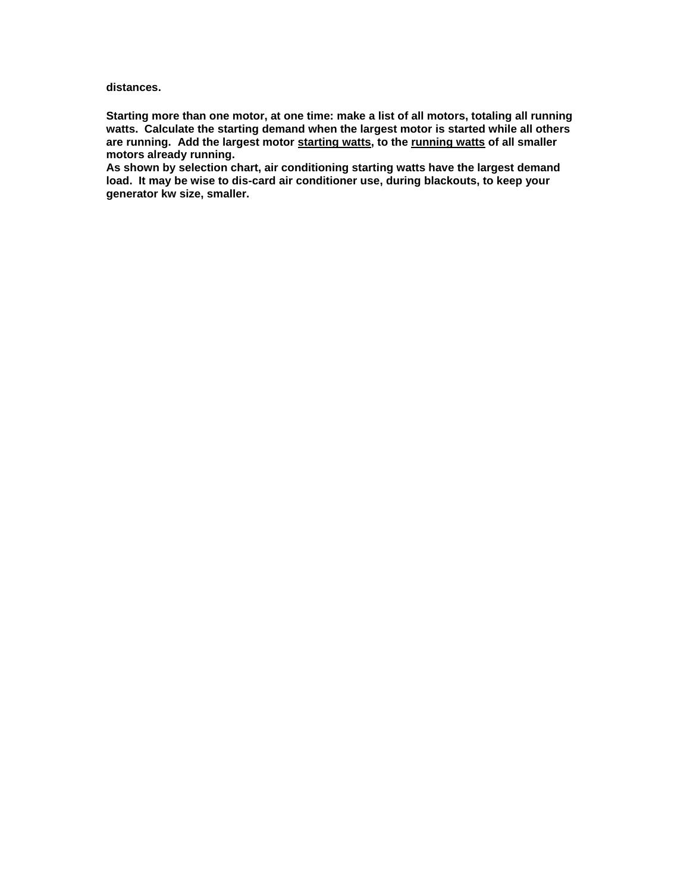**distances.**

**Starting more than one motor, at one time: make a list of all motors, totaling all running watts. Calculate the starting demand when the largest motor is started while all others are running. Add the largest motor <u>starting watts</u>, to the <u>running watts</u> of all smaller motors already running.**
**As shown by selection chart, air conditioning starting watts have the largest demand load. It may be wise to dis-card air conditioner use, during blackouts, to keep your generator kw size, smaller.**